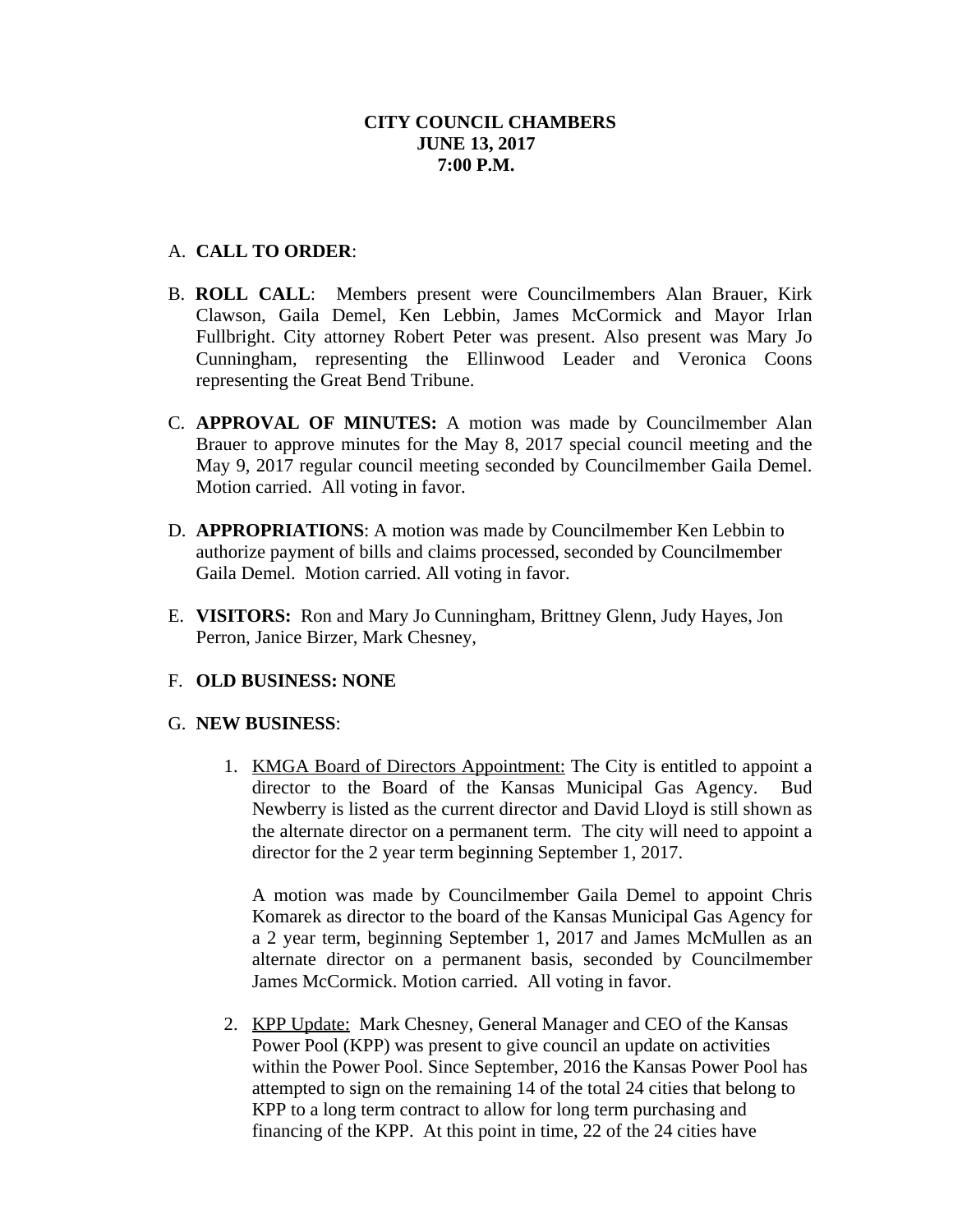**CITY COUNCIL CHAMBERS**
**JUNE 13, 2017**
**7:00 P.M.**

A. **CALL TO ORDER**:

B. **ROLL CALL**: Members present were Councilmembers Alan Brauer, Kirk Clawson, Gaila Demel, Ken Lebbin, James McCormick and Mayor Irlan Fullbright. City attorney Robert Peter was present. Also present was Mary Jo Cunningham, representing the Ellinwood Leader and Veronica Coons representing the Great Bend Tribune.

C. **APPROVAL OF MINUTES:** A motion was made by Councilmember Alan Brauer to approve minutes for the May 8, 2017 special council meeting and the May 9, 2017 regular council meeting seconded by Councilmember Gaila Demel. Motion carried. All voting in favor.

D. **APPROPRIATIONS**: A motion was made by Councilmember Ken Lebbin to authorize payment of bills and claims processed, seconded by Councilmember Gaila Demel. Motion carried. All voting in favor.

E. **VISITORS:** Ron and Mary Jo Cunningham, Brittney Glenn, Judy Hayes, Jon Perron, Janice Birzer, Mark Chesney,

F. **OLD BUSINESS: NONE**

G. **NEW BUSINESS**:

1. KMGA Board of Directors Appointment: The City is entitled to appoint a director to the Board of the Kansas Municipal Gas Agency. Bud Newberry is listed as the current director and David Lloyd is still shown as the alternate director on a permanent term. The city will need to appoint a director for the 2 year term beginning September 1, 2017.

   A motion was made by Councilmember Gaila Demel to appoint Chris Komarek as director to the board of the Kansas Municipal Gas Agency for a 2 year term, beginning September 1, 2017 and James McMullen as an alternate director on a permanent basis, seconded by Councilmember James McCormick. Motion carried. All voting in favor.

2. KPP Update: Mark Chesney, General Manager and CEO of the Kansas Power Pool (KPP) was present to give council an update on activities within the Power Pool. Since September, 2016 the Kansas Power Pool has attempted to sign on the remaining 14 of the total 24 cities that belong to KPP to a long term contract to allow for long term purchasing and financing of the KPP. At this point in time, 22 of the 24 cities have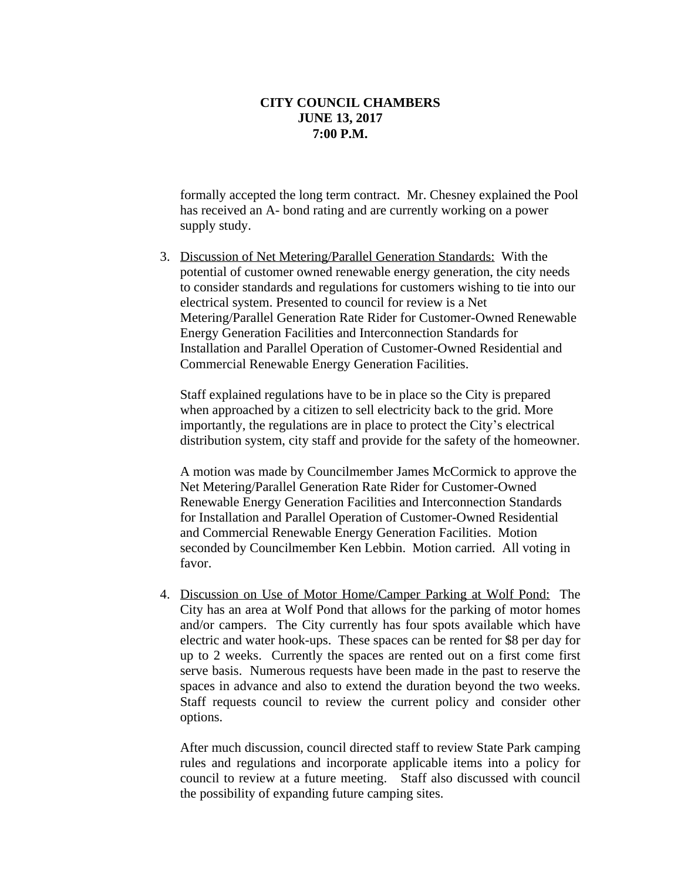formally accepted the long term contract. Mr. Chesney explained the Pool has received an A- bond rating and are currently working on a power supply study.

3. Discussion of Net Metering/Parallel Generation Standards: With the potential of customer owned renewable energy generation, the city needs to consider standards and regulations for customers wishing to tie into our electrical system. Presented to council for review is a Net Metering/Parallel Generation Rate Rider for Customer-Owned Renewable Energy Generation Facilities and Interconnection Standards for Installation and Parallel Operation of Customer-Owned Residential and Commercial Renewable Energy Generation Facilities.

   Staff explained regulations have to be in place so the City is prepared when approached by a citizen to sell electricity back to the grid. More importantly, the regulations are in place to protect the City's electrical distribution system, city staff and provide for the safety of the homeowner.

   A motion was made by Councilmember James McCormick to approve the Net Metering/Parallel Generation Rate Rider for Customer-Owned Renewable Energy Generation Facilities and Interconnection Standards for Installation and Parallel Operation of Customer-Owned Residential and Commercial Renewable Energy Generation Facilities. Motion seconded by Councilmember Ken Lebbin. Motion carried. All voting in favor.

4. Discussion on Use of Motor Home/Camper Parking at Wolf Pond: The City has an area at Wolf Pond that allows for the parking of motor homes and/or campers. The City currently has four spots available which have electric and water hook-ups. These spaces can be rented for $8 per day for up to 2 weeks. Currently the spaces are rented out on a first come first serve basis. Numerous requests have been made in the past to reserve the spaces in advance and also to extend the duration beyond the two weeks. Staff requests council to review the current policy and consider other options.

   After much discussion, council directed staff to review State Park camping rules and regulations and incorporate applicable items into a policy for council to review at a future meeting. Staff also discussed with council the possibility of expanding future camping sites.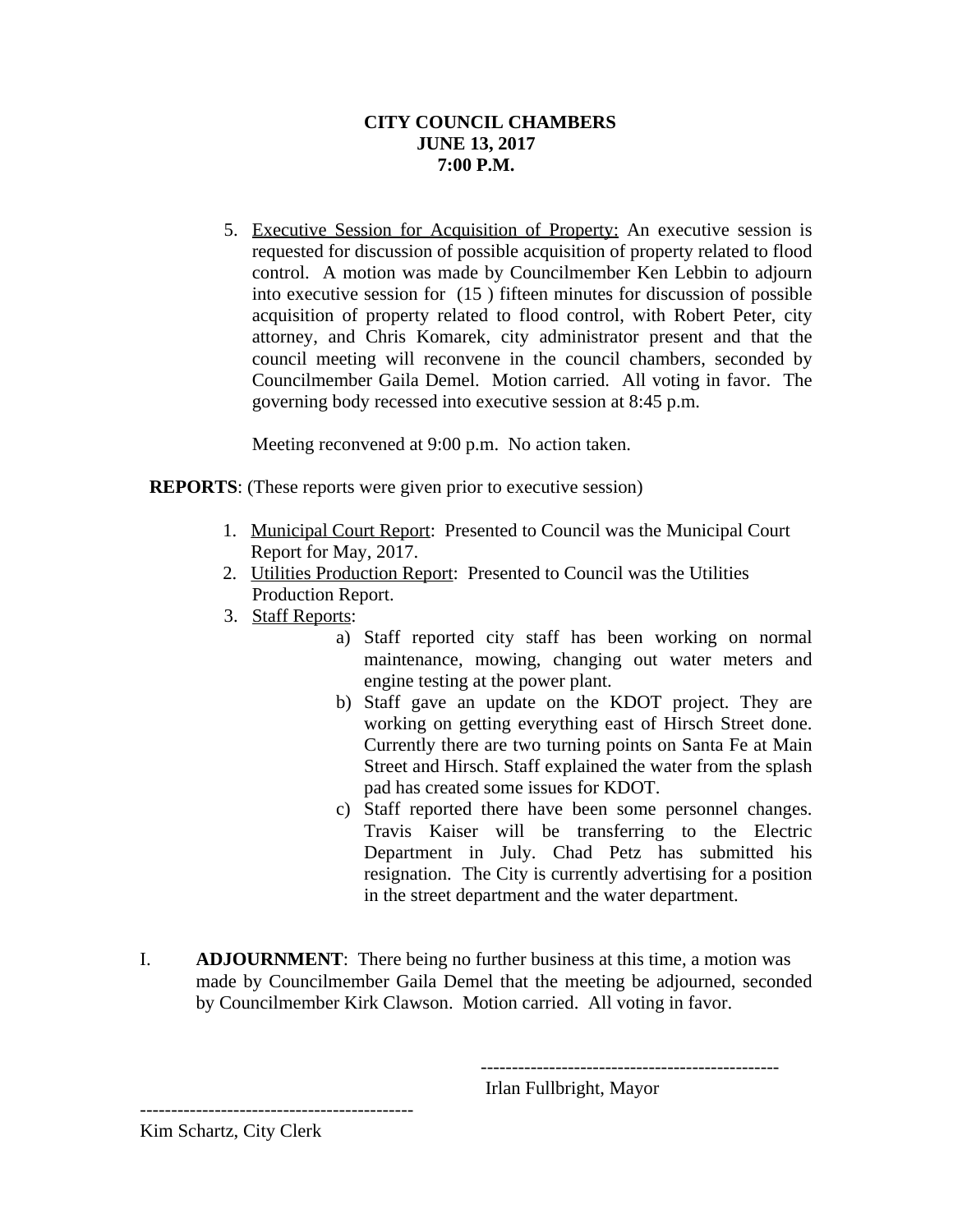**CITY COUNCIL CHAMBERS**
**JUNE 13, 2017**
**7:00 P.M.**

5. <u>Executive Session for Acquisition of Property:</u> An executive session is requested for discussion of possible acquisition of property related to flood control. A motion was made by Councilmember Ken Lebbin to adjourn into executive session for (15 ) fifteen minutes for discussion of possible acquisition of property related to flood control, with Robert Peter, city attorney, and Chris Komarek, city administrator present and that the council meeting will reconvene in the council chambers, seconded by Councilmember Gaila Demel. Motion carried. All voting in favor. The governing body recessed into executive session at 8:45 p.m.

   Meeting reconvened at 9:00 p.m. No action taken.

**REPORTS**: (These reports were given prior to executive session)

1. <u>Municipal Court Report</u>: Presented to Council was the Municipal Court Report for May, 2017.
2. <u>Utilities Production Report</u>: Presented to Council was the Utilities Production Report.
3. <u>Staff Reports</u>:
   a) Staff reported city staff has been working on normal maintenance, mowing, changing out water meters and engine testing at the power plant.
   b) Staff gave an update on the KDOT project. They are working on getting everything east of Hirsch Street done. Currently there are two turning points on Santa Fe at Main Street and Hirsch. Staff explained the water from the splash pad has created some issues for KDOT.
   c) Staff reported there have been some personnel changes. Travis Kaiser will be transferring to the Electric Department in July. Chad Petz has submitted his resignation. The City is currently advertising for a position in the street department and the water department.

I. **ADJOURNMENT**: There being no further business at this time, a motion was made by Councilmember Gaila Demel that the meeting be adjourned, seconded by Councilmember Kirk Clawson. Motion carried. All voting in favor.

------------------------------------------------
Irlan Fullbright, Mayor

--------------------------------------------
Kim Schartz, City Clerk